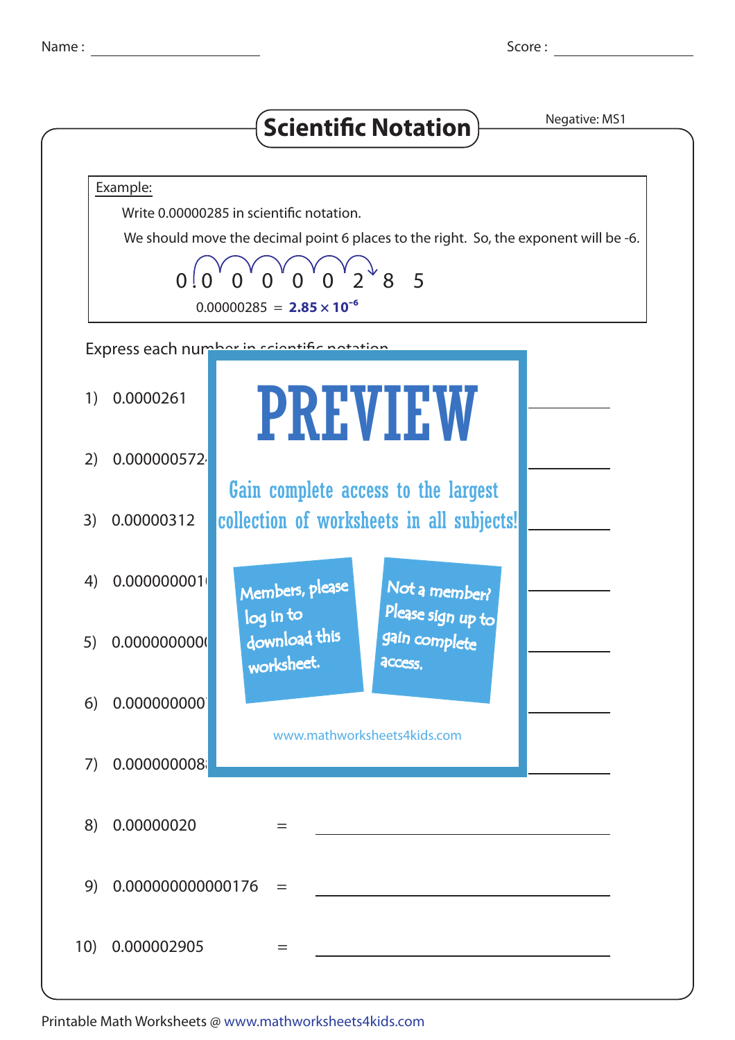Name : ____________________ Score : ____________________

# Scientific Notation

Negative: MS1

Example:

Write 0.00000285 in scientific notation.

We should move the decimal point 6 places to the right. So, the exponent will be -6.

0 . 0 0 0 0 0 2 8 5

0.00000285 = $\mathbf{2.85 \times 10^{-6}}$

Express each num

1) 0.0000261

2) 0.00000057

3) 0.00000312

4) 0.00000000

5) 0.000000000

6) 0.00000000

7) 0.00000000

8) 0.00000020 = ____________________

9) 0.000000000000176 = ____________________

10) 0.000002905 = ____________________

PREVIEW

Gain complete access to the largest collection of worksheets in all subjects!

Members, please log in to download this worksheet.

Not a member? Please sign up to gain complete access.

www.mathworksheets4kids.com

Printable Math Worksheets @ www.mathworksheets4kids.com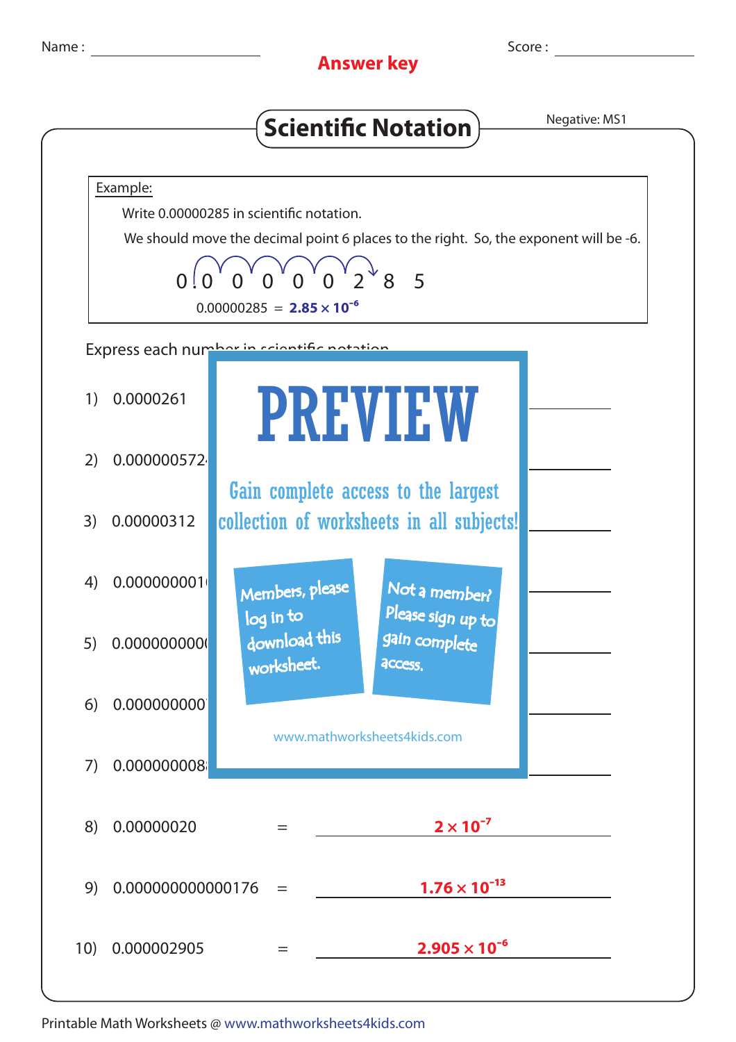Name : ____________ Score : ____________

**Answer key**

# Scientific Notation

Negative: MS1

Example:

Write 0.00000285 in scientific notation.

We should move the decimal point 6 places to the right. So, the exponent will be -6.

0 . 0 0 0 0 0 2 8 5

0.00000285 = $2.85 \times 10^{-6}$

Express each number in scientific notation.

1) 0.0000261

2) 0.00000572

3) 0.00000312

4) 0.00000000 1

5) 0.0000000000

6) 0.000000000

7) 0.000000008

PREVIEW

Gain complete access to the largest collection of worksheets in all subjects!

Members, please log in to download this worksheet.

Not a member? Please sign up to gain complete access.

www.mathworksheets4kids.com

8) 0.00000020 = $2 \times 10^{-7}$

9) 0.000000000000176 = $1.76 \times 10^{-13}$

10) 0.000002905 = $2.905 \times 10^{-6}$

Printable Math Worksheets @ www.mathworksheets4kids.com